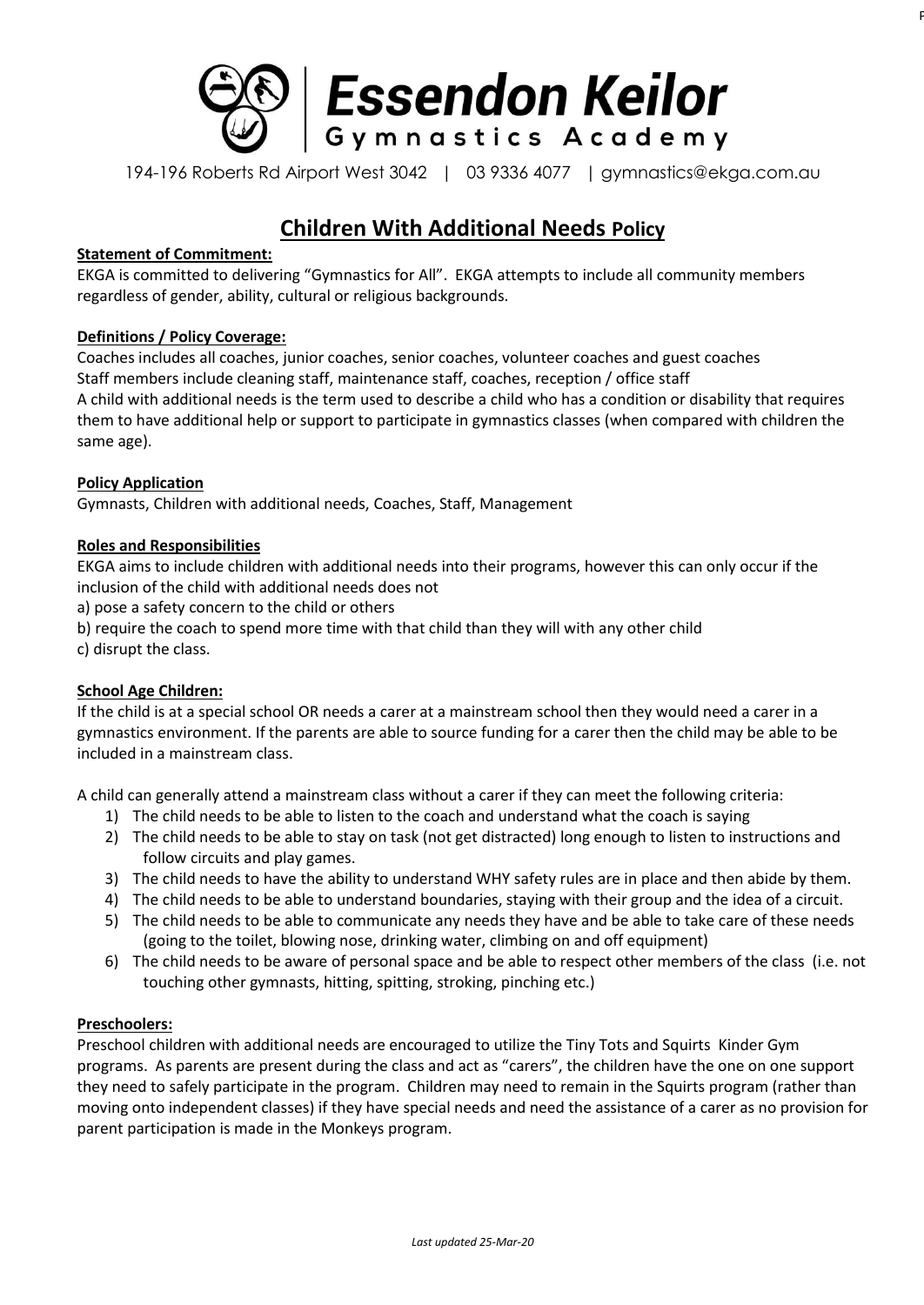# Essendon Keilor Gymnastics Academy

194-196 Roberts Rd Airport West 3042 | 03 9336 4077 | gymnastics@ekga.com.au

## Children With Additional Needs Policy

**Statement of Commitment:**

EKGA is committed to delivering "Gymnastics for All". EKGA attempts to include all community members regardless of gender, ability, cultural or religious backgrounds.

**Definitions / Policy Coverage:**

Coaches includes all coaches, junior coaches, senior coaches, volunteer coaches and guest coaches

Staff members include cleaning staff, maintenance staff, coaches, reception / office staff

A child with additional needs is the term used to describe a child who has a condition or disability that requires them to have additional help or support to participate in gymnastics classes (when compared with children the same age).

**Policy Application**

Gymnasts, Children with additional needs, Coaches, Staff, Management

**Roles and Responsibilities**

EKGA aims to include children with additional needs into their programs, however this can only occur if the inclusion of the child with additional needs does not

a) pose a safety concern to the child or others

b) require the coach to spend more time with that child than they will with any other child

c) disrupt the class.

**School Age Children:**

If the child is at a special school OR needs a carer at a mainstream school then they would need a carer in a gymnastics environment. If the parents are able to source funding for a carer then the child may be able to be included in a mainstream class.

A child can generally attend a mainstream class without a carer if they can meet the following criteria:

1) The child needs to be able to listen to the coach and understand what the coach is saying
2) The child needs to be able to stay on task (not get distracted) long enough to listen to instructions and follow circuits and play games.
3) The child needs to have the ability to understand WHY safety rules are in place and then abide by them.
4) The child needs to be able to understand boundaries, staying with their group and the idea of a circuit.
5) The child needs to be able to communicate any needs they have and be able to take care of these needs (going to the toilet, blowing nose, drinking water, climbing on and off equipment)
6) The child needs to be aware of personal space and be able to respect other members of the class (i.e. not touching other gymnasts, hitting, spitting, stroking, pinching etc.)

**Preschoolers:**

Preschool children with additional needs are encouraged to utilize the Tiny Tots and Squirts Kinder Gym programs. As parents are present during the class and act as "carers", the children have the one on one support they need to safely participate in the program. Children may need to remain in the Squirts program (rather than moving onto independent classes) if they have special needs and need the assistance of a carer as no provision for parent participation is made in the Monkeys program.

*Last updated 25-Mar-20*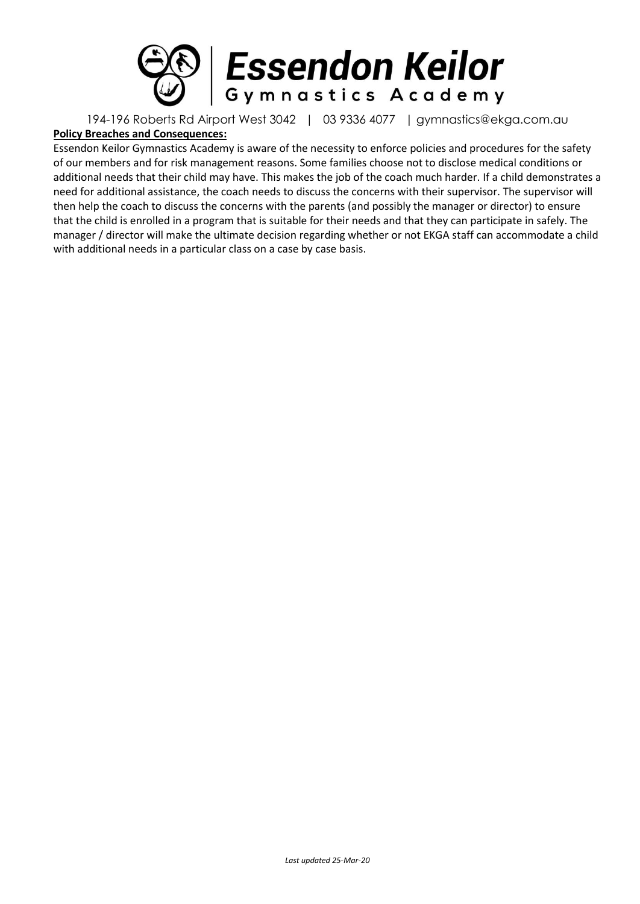**Policy Breaches and Consequences:**

Essendon Keilor Gymnastics Academy is aware of the necessity to enforce policies and procedures for the safety of our members and for risk management reasons. Some families choose not to disclose medical conditions or additional needs that their child may have. This makes the job of the coach much harder. If a child demonstrates a need for additional assistance, the coach needs to discuss the concerns with their supervisor. The supervisor will then help the coach to discuss the concerns with the parents (and possibly the manager or director) to ensure that the child is enrolled in a program that is suitable for their needs and that they can participate in safely. The manager / director will make the ultimate decision regarding whether or not EKGA staff can accommodate a child with additional needs in a particular class on a case by case basis.